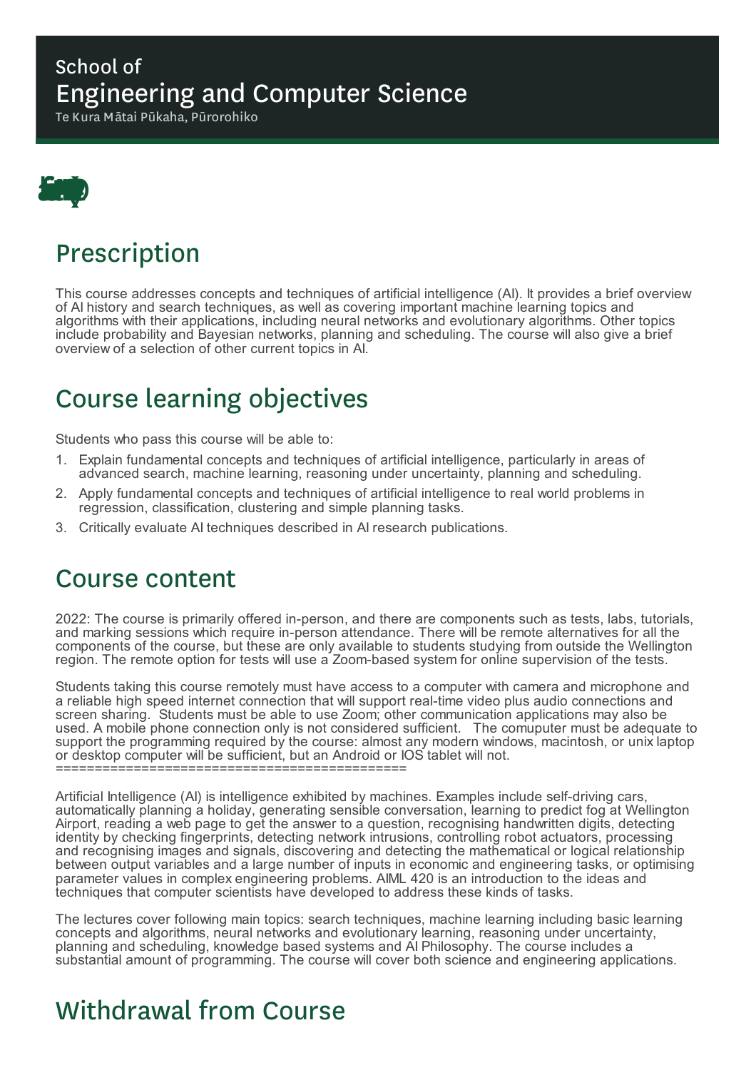School of
# Engineering and Computer Science
Te Kura Mātai Pūkaha, Pūrorohiko

## Prescription

This course addresses concepts and techniques of artificial intelligence (AI). It provides a brief overview of AI history and search techniques, as well as covering important machine learning topics and algorithms with their applications, including neural networks and evolutionary algorithms. Other topics include probability and Bayesian networks, planning and scheduling. The course will also give a brief overview of a selection of other current topics in AI.

## Course learning objectives

Students who pass this course will be able to:

1. Explain fundamental concepts and techniques of artificial intelligence, particularly in areas of advanced search, machine learning, reasoning under uncertainty, planning and scheduling.
2. Apply fundamental concepts and techniques of artificial intelligence to real world problems in regression, classification, clustering and simple planning tasks.
3. Critically evaluate AI techniques described in AI research publications.

## Course content

2022: The course is primarily offered in-person, and there are components such as tests, labs, tutorials, and marking sessions which require in-person attendance. There will be remote alternatives for all the components of the course, but these are only available to students studying from outside the Wellington region. The remote option for tests will use a Zoom-based system for online supervision of the tests.

Students taking this course remotely must have access to a computer with camera and microphone and a reliable high speed internet connection that will support real-time video plus audio connections and screen sharing. Students must be able to use Zoom; other communication applications may also be used. A mobile phone connection only is not considered sufficient. The comuputer must be adequate to support the programming required by the course: almost any modern windows, macintosh, or unix laptop or desktop computer will be sufficient, but an Android or IOS tablet will not.
==============================================

Artificial Intelligence (AI) is intelligence exhibited by machines. Examples include self-driving cars, automatically planning a holiday, generating sensible conversation, learning to predict fog at Wellington Airport, reading a web page to get the answer to a question, recognising handwritten digits, detecting identity by checking fingerprints, detecting network intrusions, controlling robot actuators, processing and recognising images and signals, discovering and detecting the mathematical or logical relationship between output variables and a large number of inputs in economic and engineering tasks, or optimising parameter values in complex engineering problems. AIML 420 is an introduction to the ideas and techniques that computer scientists have developed to address these kinds of tasks.

The lectures cover following main topics: search techniques, machine learning including basic learning concepts and algorithms, neural networks and evolutionary learning, reasoning under uncertainty, planning and scheduling, knowledge based systems and AI Philosophy. The course includes a substantial amount of programming. The course will cover both science and engineering applications.

## Withdrawal from Course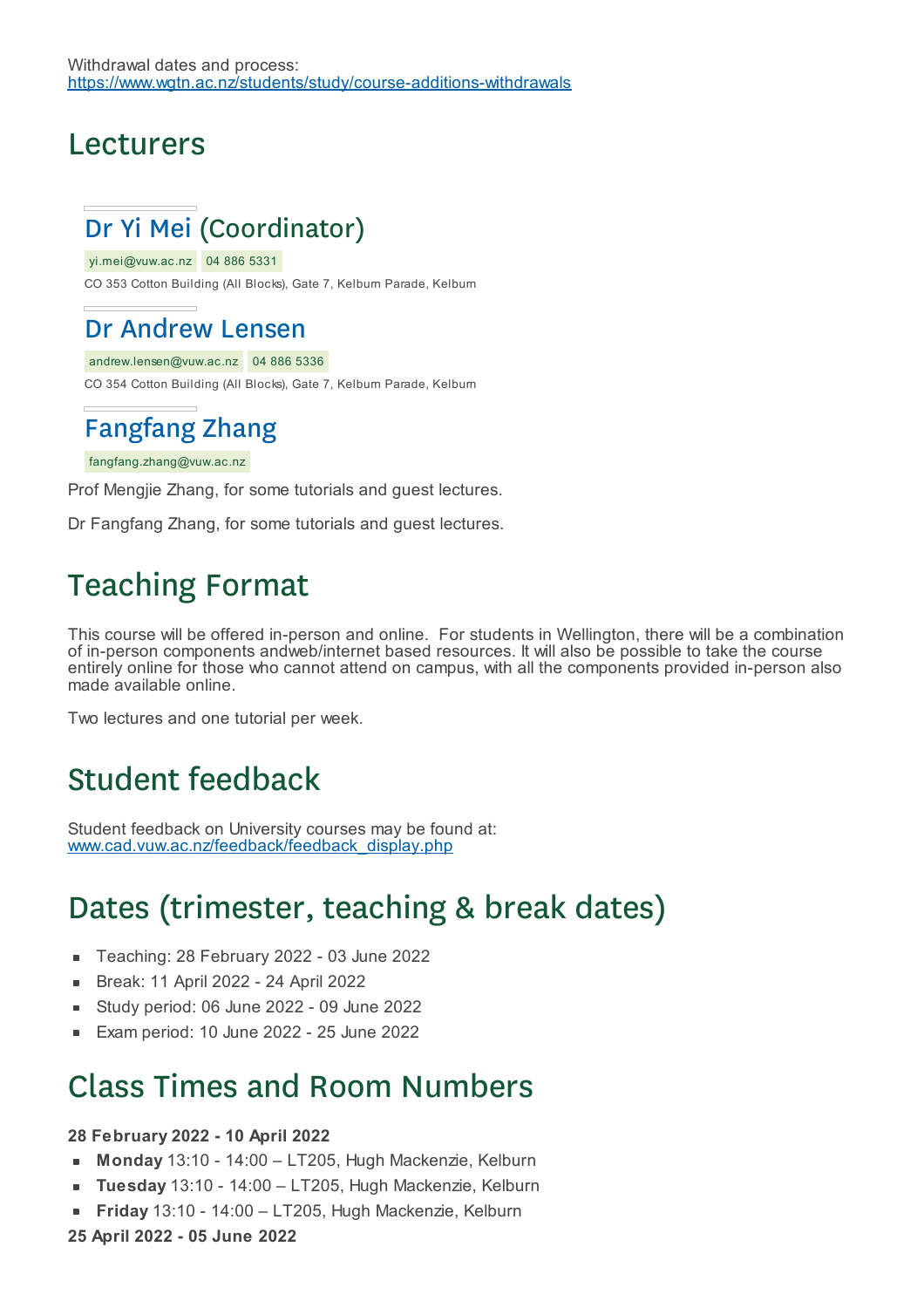Withdrawal dates and process:
https://www.wgtn.ac.nz/students/study/course-additions-withdrawals

## Lecturers

### Dr Yi Mei (Coordinator)

yi.mei@vuw.ac.nz 04 886 5331

CO 353 Cotton Building (All Blocks), Gate 7, Kelburn Parade, Kelburn

### Dr Andrew Lensen

andrew.lensen@vuw.ac.nz 04 886 5336

CO 354 Cotton Building (All Blocks), Gate 7, Kelburn Parade, Kelburn

### Fangfang Zhang

fangfang.zhang@vuw.ac.nz

Prof Mengjie Zhang, for some tutorials and guest lectures.

Dr Fangfang Zhang, for some tutorials and guest lectures.

## Teaching Format

This course will be offered in-person and online. For students in Wellington, there will be a combination of in-person components andweb/internet based resources. It will also be possible to take the course entirely online for those who cannot attend on campus, with all the components provided in-person also made available online.

Two lectures and one tutorial per week.

## Student feedback

Student feedback on University courses may be found at:
www.cad.vuw.ac.nz/feedback/feedback_display.php

## Dates (trimester, teaching & break dates)

- Teaching: 28 February 2022 - 03 June 2022
- Break: 11 April 2022 - 24 April 2022
- Study period: 06 June 2022 - 09 June 2022
- Exam period: 10 June 2022 - 25 June 2022

## Class Times and Room Numbers

**28 February 2022 - 10 April 2022**

- **Monday** 13:10 - 14:00 – LT205, Hugh Mackenzie, Kelburn
- **Tuesday** 13:10 - 14:00 – LT205, Hugh Mackenzie, Kelburn
- **Friday** 13:10 - 14:00 – LT205, Hugh Mackenzie, Kelburn

**25 April 2022 - 05 June 2022**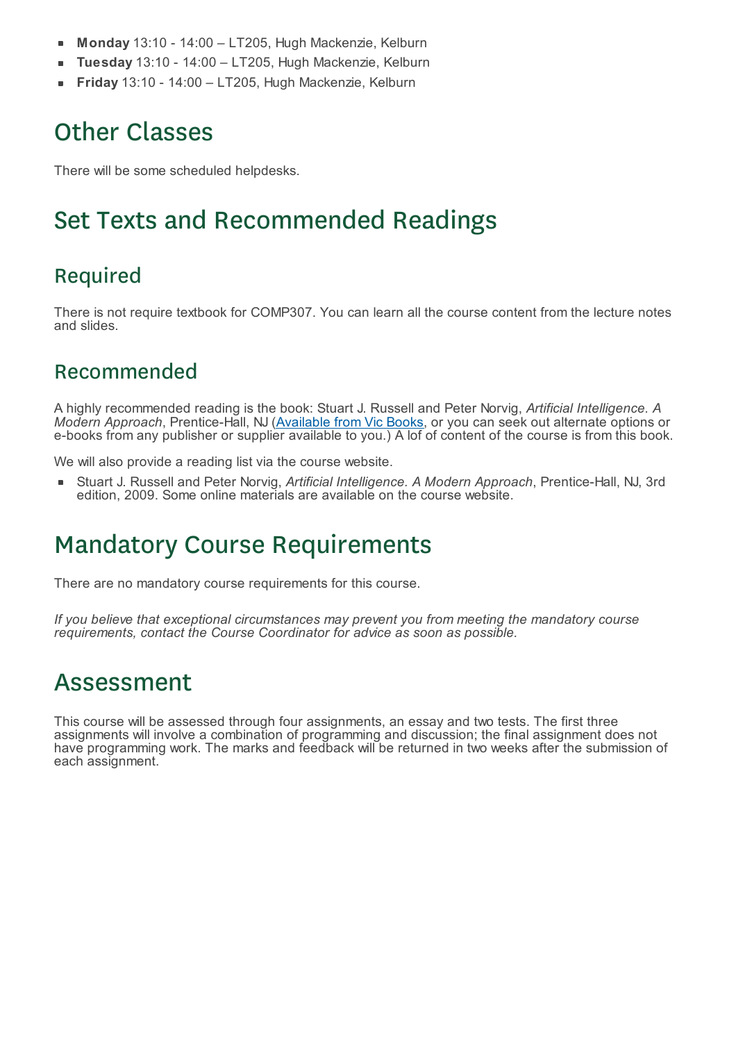- **Monday** 13:10 - 14:00 – LT205, Hugh Mackenzie, Kelburn
- **Tuesday** 13:10 - 14:00 – LT205, Hugh Mackenzie, Kelburn
- **Friday** 13:10 - 14:00 – LT205, Hugh Mackenzie, Kelburn

# Other Classes

There will be some scheduled helpdesks.

# Set Texts and Recommended Readings

## Required

There is not require textbook for COMP307. You can learn all the course content from the lecture notes and slides.

## Recommended

A highly recommended reading is the book: Stuart J. Russell and Peter Norvig, *Artificial Intelligence. A Modern Approach*, Prentice-Hall, NJ (Available from Vic Books, or you can seek out alternate options or e-books from any publisher or supplier available to you.) A lof of content of the course is from this book.

We will also provide a reading list via the course website.

- Stuart J. Russell and Peter Norvig, *Artificial Intelligence. A Modern Approach*, Prentice-Hall, NJ, 3rd edition, 2009. Some online materials are available on the course website.

# Mandatory Course Requirements

There are no mandatory course requirements for this course.

*If you believe that exceptional circumstances may prevent you from meeting the mandatory course requirements, contact the Course Coordinator for advice as soon as possible.*

# Assessment

This course will be assessed through four assignments, an essay and two tests. The first three assignments will involve a combination of programming and discussion; the final assignment does not have programming work. The marks and feedback will be returned in two weeks after the submission of each assignment.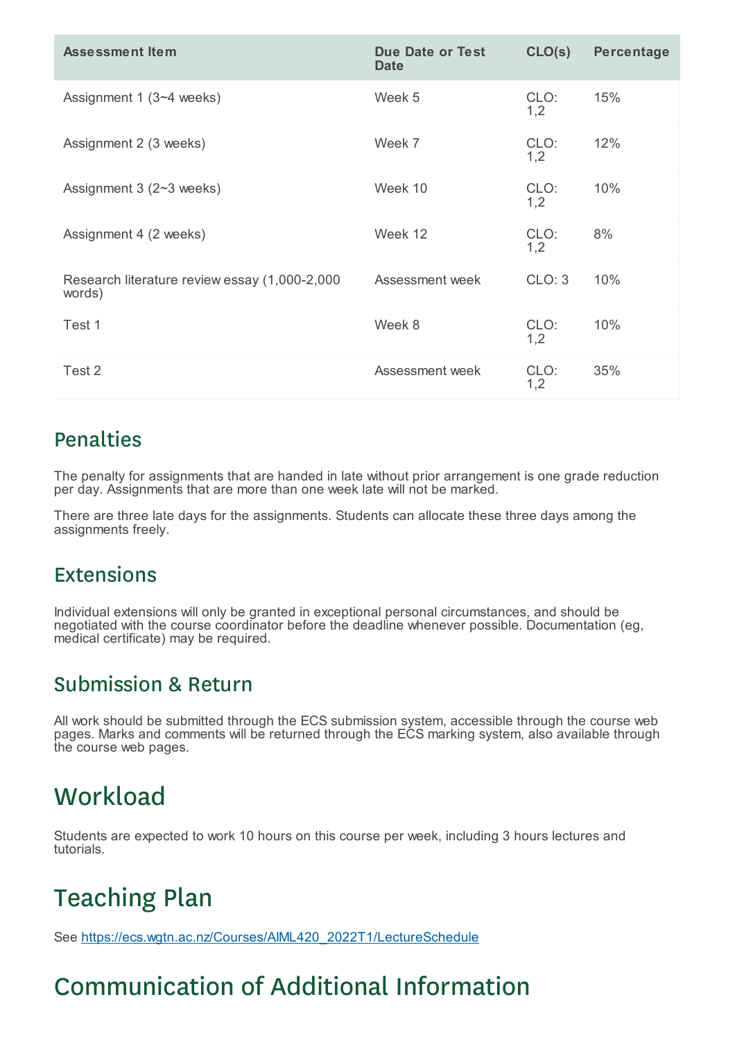| Assessment Item | Due Date or Test Date | CLO(s) | Percentage |
| --- | --- | --- | --- |
| Assignment 1 (3~4 weeks) | Week 5 | CLO: 1,2 | 15% |
| Assignment 2 (3 weeks) | Week 7 | CLO: 1,2 | 12% |
| Assignment 3 (2~3 weeks) | Week 10 | CLO: 1,2 | 10% |
| Assignment 4 (2 weeks) | Week 12 | CLO: 1,2 | 8% |
| Research literature review essay (1,000-2,000 words) | Assessment week | CLO: 3 | 10% |
| Test 1 | Week 8 | CLO: 1,2 | 10% |
| Test 2 | Assessment week | CLO: 1,2 | 35% |

## Penalties

The penalty for assignments that are handed in late without prior arrangement is one grade reduction per day. Assignments that are more than one week late will not be marked.

There are three late days for the assignments. Students can allocate these three days among the assignments freely.

## Extensions

Individual extensions will only be granted in exceptional personal circumstances, and should be negotiated with the course coordinator before the deadline whenever possible. Documentation (eg, medical certificate) may be required.

## Submission & Return

All work should be submitted through the ECS submission system, accessible through the course web pages. Marks and comments will be returned through the ECS marking system, also available through the course web pages.

# Workload

Students are expected to work 10 hours on this course per week, including 3 hours lectures and tutorials.

# Teaching Plan

See https://ecs.wgtn.ac.nz/Courses/AIML420_2022T1/LectureSchedule

# Communication of Additional Information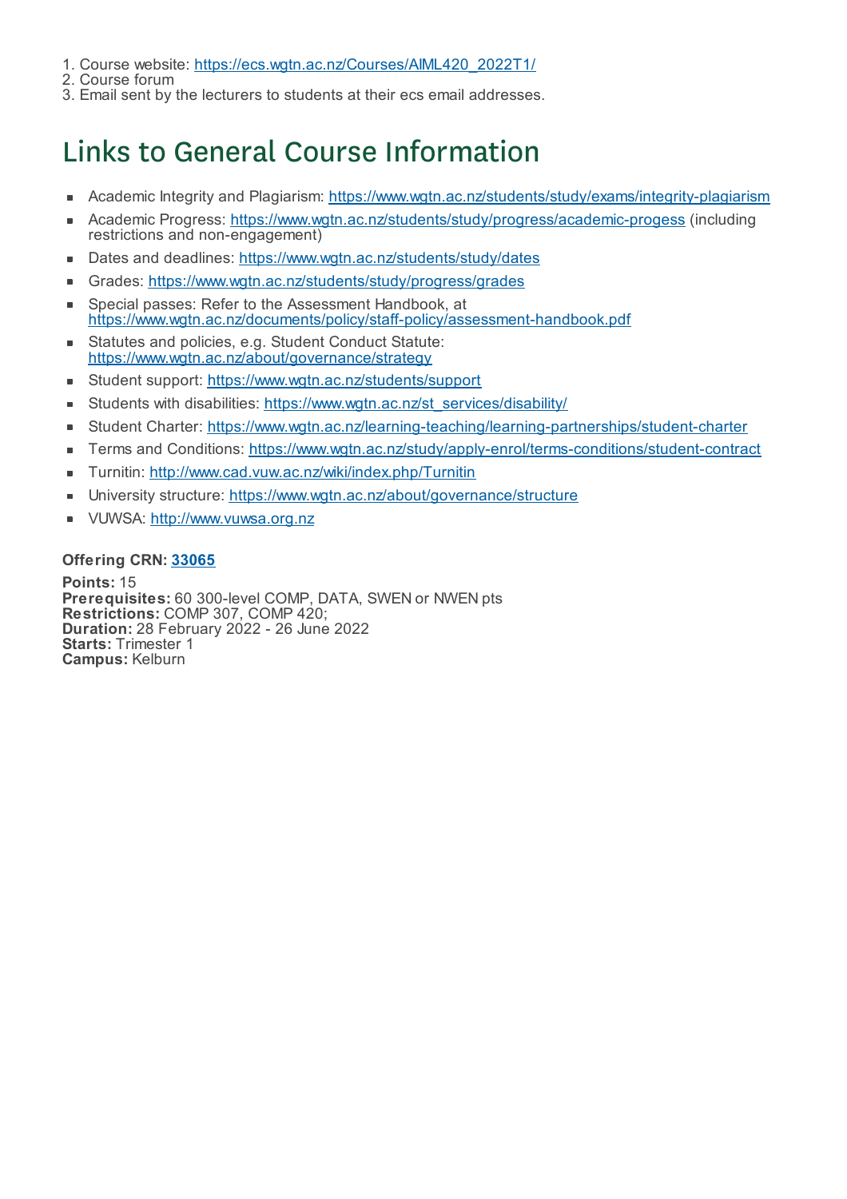1. Course website: https://ecs.wgtn.ac.nz/Courses/AIML420_2022T1/
2. Course forum
3. Email sent by the lecturers to students at their ecs email addresses.

# Links to General Course Information

- Academic Integrity and Plagiarism: https://www.wgtn.ac.nz/students/study/exams/integrity-plagiarism
- Academic Progress: https://www.wgtn.ac.nz/students/study/progress/academic-progess (including restrictions and non-engagement)
- Dates and deadlines: https://www.wgtn.ac.nz/students/study/dates
- Grades: https://www.wgtn.ac.nz/students/study/progress/grades
- Special passes: Refer to the Assessment Handbook, at https://www.wgtn.ac.nz/documents/policy/staff-policy/assessment-handbook.pdf
- Statutes and policies, e.g. Student Conduct Statute: https://www.wgtn.ac.nz/about/governance/strategy
- Student support: https://www.wgtn.ac.nz/students/support
- Students with disabilities: https://www.wgtn.ac.nz/st_services/disability/
- Student Charter: https://www.wgtn.ac.nz/learning-teaching/learning-partnerships/student-charter
- Terms and Conditions: https://www.wgtn.ac.nz/study/apply-enrol/terms-conditions/student-contract
- Turnitin: http://www.cad.vuw.ac.nz/wiki/index.php/Turnitin
- University structure: https://www.wgtn.ac.nz/about/governance/structure
- VUWSA: http://www.vuwsa.org.nz

**Offering CRN: 33065**

**Points:** 15
**Prerequisites:** 60 300-level COMP, DATA, SWEN or NWEN pts
**Restrictions:** COMP 307, COMP 420;
**Duration:** 28 February 2022 - 26 June 2022
**Starts:** Trimester 1
**Campus:** Kelburn